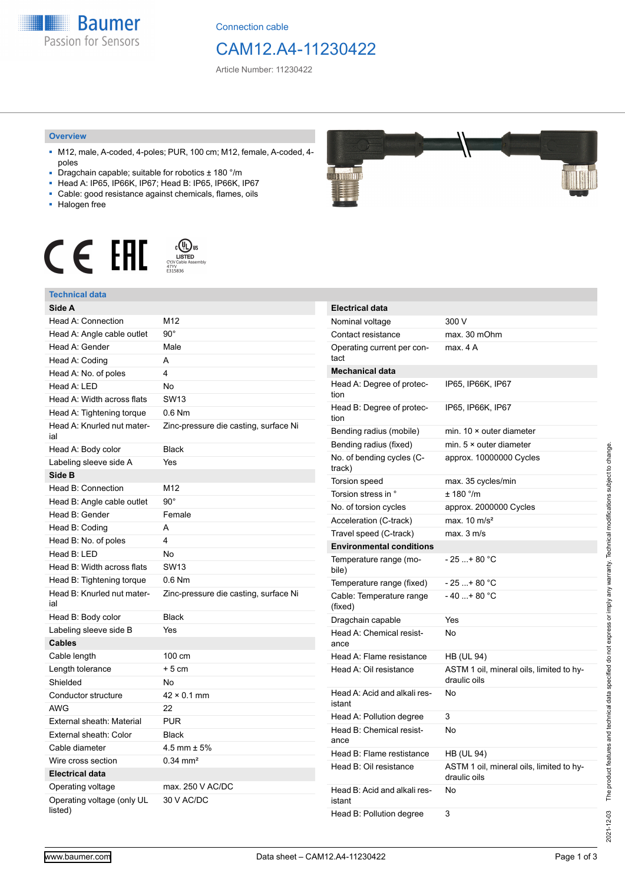Baumer
Passion for Sensors

Connection cable

# CAM12.A4-11230422

Article Number: 11230422

## Overview

- M12, male, A-coded, 4-poles; PUR, 100 cm; M12, female, A-coded, 4-poles
- Dragchain capable; suitable for robotics ± 180 °/m
- Head A: IP65, IP66K, IP67; Head B: IP65, IP66K, IP67
- Cable: good resistance against chemicals, flames, oils
- Halogen free

c UL us LISTED CYJV Cable Assembly 47YV E315836

## Technical data

| **Side A** | |
|---|---|
| Head A: Connection | M12 |
| Head A: Angle cable outlet | 90° |
| Head A: Gender | Male |
| Head A: Coding | A |
| Head A: No. of poles | 4 |
| Head A: LED | No |
| Head A: Width across flats | SW13 |
| Head A: Tightening torque | 0.6 Nm |
| Head A: Knurled nut material | Zinc-pressure die casting, surface Ni |
| Head A: Body color | Black |
| Labeling sleeve side A | Yes |
| **Side B** | |
| Head B: Connection | M12 |
| Head B: Angle cable outlet | 90° |
| Head B: Gender | Female |
| Head B: Coding | A |
| Head B: No. of poles | 4 |
| Head B: LED | No |
| Head B: Width across flats | SW13 |
| Head B: Tightening torque | 0.6 Nm |
| Head B: Knurled nut material | Zinc-pressure die casting, surface Ni |
| Head B: Body color | Black |
| Labeling sleeve side B | Yes |
| **Cables** | |
| Cable length | 100 cm |
| Length tolerance | + 5 cm |
| Shielded | No |
| Conductor structure | 42 × 0.1 mm |
| AWG | 22 |
| External sheath: Material | PUR |
| External sheath: Color | Black |
| Cable diameter | 4.5 mm ± 5% |
| Wire cross section | 0.34 mm² |
| **Electrical data** | |
| Operating voltage | max. 250 V AC/DC |
| Operating voltage (only UL listed) | 30 V AC/DC |

| **Electrical data** | |
|---|---|
| Nominal voltage | 300 V |
| Contact resistance | max. 30 mOhm |
| Operating current per contact | max. 4 A |
| **Mechanical data** | |
| Head A: Degree of protection | IP65, IP66K, IP67 |
| Head B: Degree of protection | IP65, IP66K, IP67 |
| Bending radius (mobile) | min. 10 × outer diameter |
| Bending radius (fixed) | min. 5 × outer diameter |
| No. of bending cycles (C-track) | approx. 10000000 Cycles |
| Torsion speed | max. 35 cycles/min |
| Torsion stress in ° | ± 180 °/m |
| No. of torsion cycles | approx. 2000000 Cycles |
| Acceleration (C-track) | max. 10 m/s² |
| Travel speed (C-track) | max. 3 m/s |
| **Environmental conditions** | |
| Temperature range (mobile) | - 25 ...+ 80 °C |
| Temperature range (fixed) | - 25 ...+ 80 °C |
| Cable: Temperature range (fixed) | - 40 ...+ 80 °C |
| Dragchain capable | Yes |
| Head A: Chemical resistance | No |
| Head A: Flame resistance | HB (UL 94) |
| Head A: Oil resistance | ASTM 1 oil, mineral oils, limited to hydraulic oils |
| Head A: Acid and alkali resistant | No |
| Head A: Pollution degree | 3 |
| Head B: Chemical resistance | No |
| Head B: Flame resistance | HB (UL 94) |
| Head B: Oil resistance | ASTM 1 oil, mineral oils, limited to hydraulic oils |
| Head B: Acid and alkali resistant | No |
| Head B: Pollution degree | 3 |

2021-12-03 The product features and technical data specified do not express or imply any warranty. Technical modifications subject to change.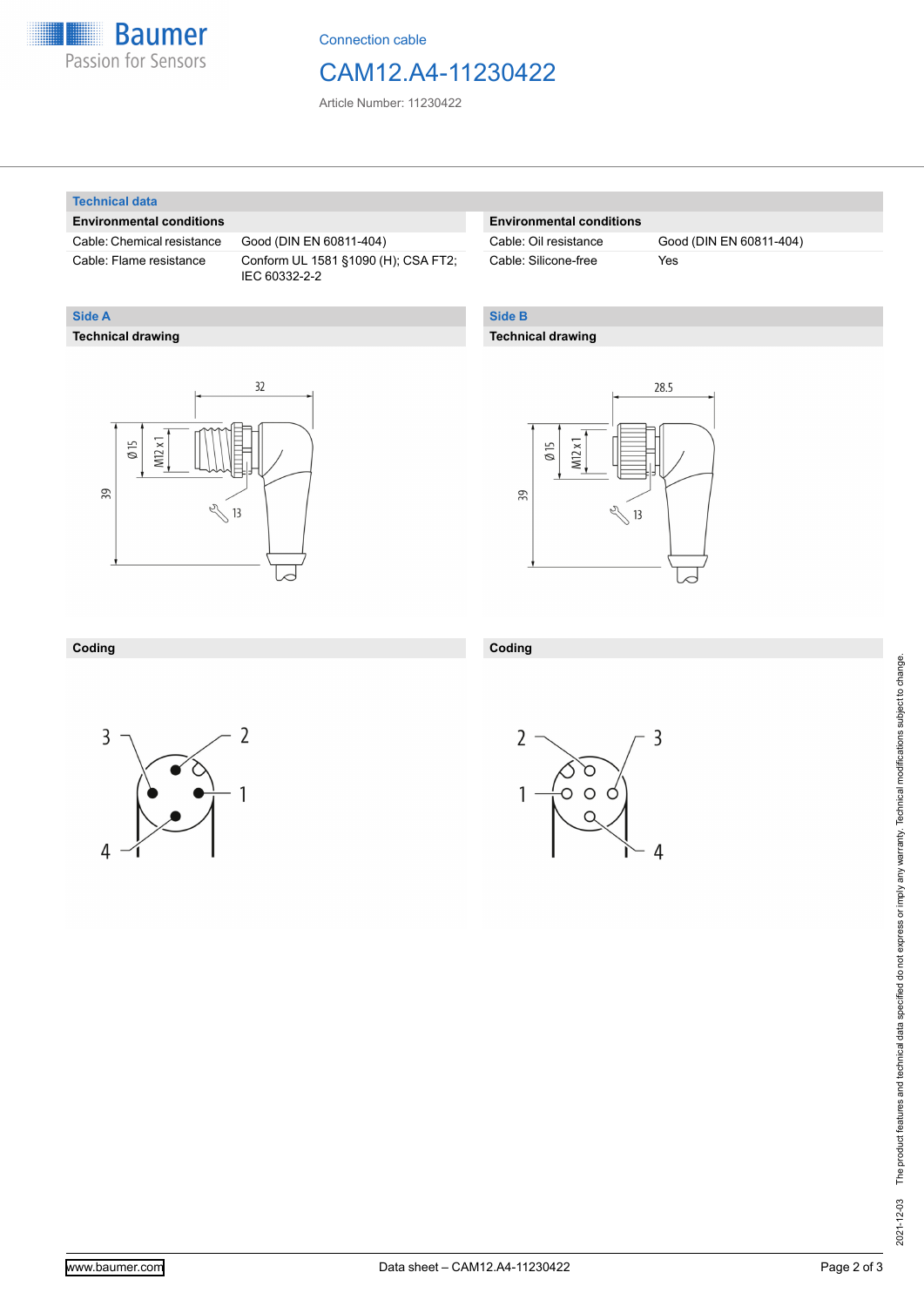Connection cable

# CAM12.A4-11230422

Article Number: 11230422

## Technical data

| Environmental conditions | |
|---|---|
| Cable: Chemical resistance | Good (DIN EN 60811-404) |
| Cable: Flame resistance | Conform UL 1581 §1090 (H); CSA FT2; IEC 60332-2-2 |

| Environmental conditions | |
|---|---|
| Cable: Oil resistance | Good (DIN EN 60811-404) |
| Cable: Silicone-free | Yes |

## Side A

### Technical drawing

32

Ø 15

M12 x 1

39

13

### Coding

3 2 1 4

## Side B

### Technical drawing

28.5

Ø 15

M12 x 1

39

13

### Coding

2 3 1 4

2021-12-03 The product features and technical data specified do not express or imply any warranty. Technical modifications subject to change.

www.baumer.com Data sheet – CAM12.A4-11230422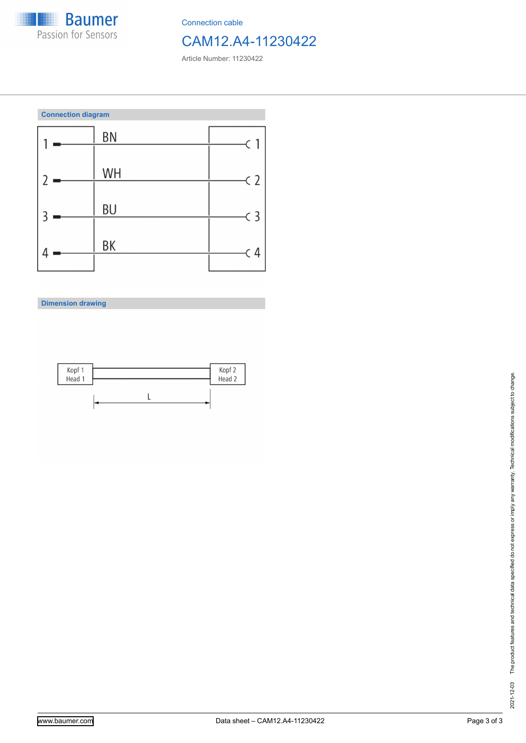Connection cable

# CAM12.A4-11230422

Article Number: 11230422

## Connection diagram

1 BN 1

2 WH 2

3 BU 3

4 BK 4

## Dimension drawing

Kopf 1
Head 1

Kopf 2
Head 2

L

2021-12-03 The product features and technical data specified do not express or imply any warranty. Technical modifications subject to change.